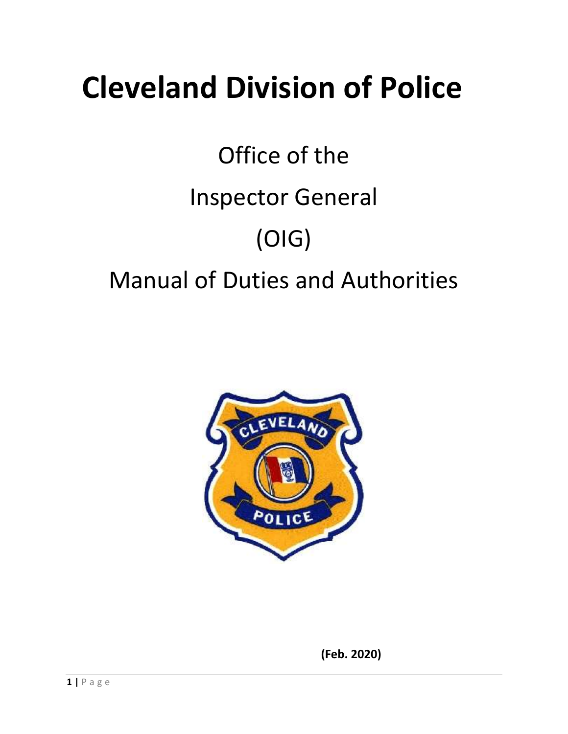# Cleveland Division of Police

## Office of the Inspector General (OIG) Manual of Duties and Authorities

**(Feb. 2020)**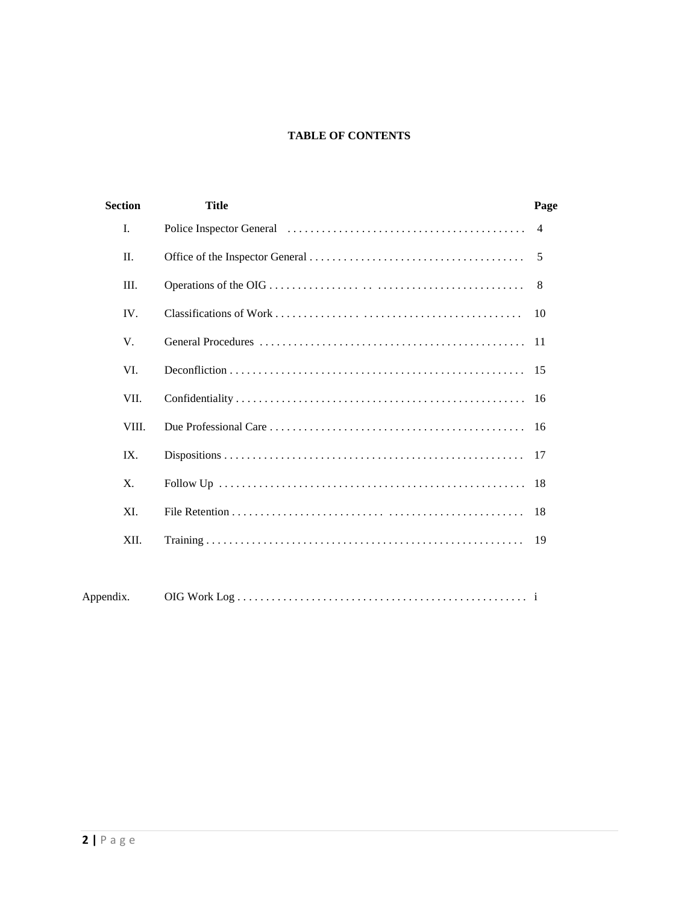# TABLE OF CONTENTS

| Section | Title | Page |
|---|---|---|
| I. | Police Inspector General | 4 |
| II. | Office of the Inspector General | 5 |
| III. | Operations of the OIG | 8 |
| IV. | Classifications of Work | 10 |
| V. | General Procedures | 11 |
| VI. | Deconfliction | 15 |
| VII. | Confidentiality | 16 |
| VIII. | Due Professional Care | 16 |
| IX. | Dispositions | 17 |
| X. | Follow Up | 18 |
| XI. | File Retention | 18 |
| XII. | Training | 19 |
| Appendix. | OIG Work Log | i |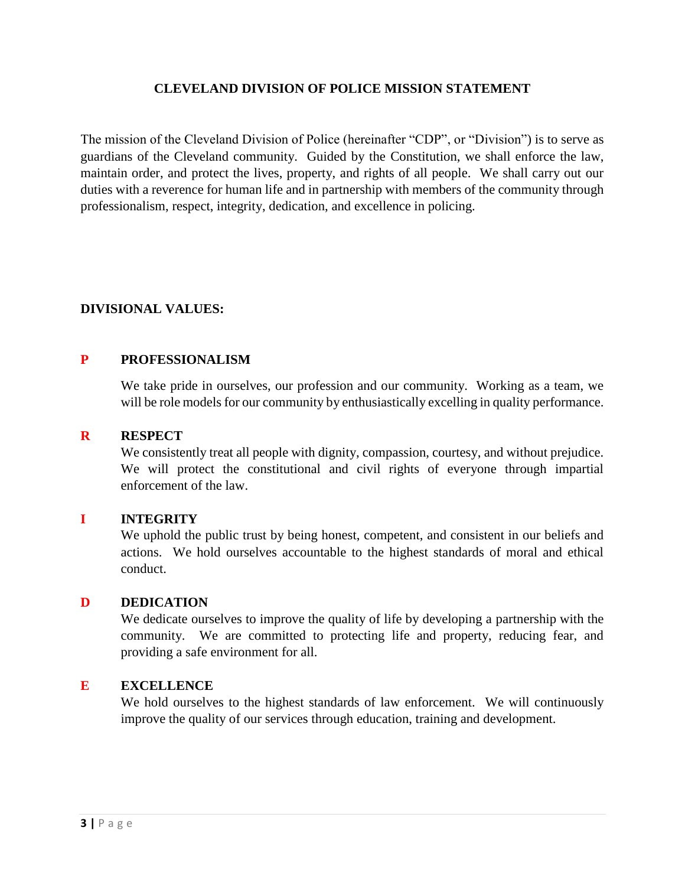# CLEVELAND DIVISION OF POLICE MISSION STATEMENT

The mission of the Cleveland Division of Police (hereinafter "CDP", or "Division") is to serve as guardians of the Cleveland community. Guided by the Constitution, we shall enforce the law, maintain order, and protect the lives, property, and rights of all people. We shall carry out our duties with a reverence for human life and in partnership with members of the community through professionalism, respect, integrity, dedication, and excellence in policing.

## DIVISIONAL VALUES:

**P PROFESSIONALISM**

We take pride in ourselves, our profession and our community. Working as a team, we will be role models for our community by enthusiastically excelling in quality performance.

**R RESPECT**

We consistently treat all people with dignity, compassion, courtesy, and without prejudice. We will protect the constitutional and civil rights of everyone through impartial enforcement of the law.

**I INTEGRITY**

We uphold the public trust by being honest, competent, and consistent in our beliefs and actions. We hold ourselves accountable to the highest standards of moral and ethical conduct.

**D DEDICATION**

We dedicate ourselves to improve the quality of life by developing a partnership with the community. We are committed to protecting life and property, reducing fear, and providing a safe environment for all.

**E EXCELLENCE**

We hold ourselves to the highest standards of law enforcement. We will continuously improve the quality of our services through education, training and development.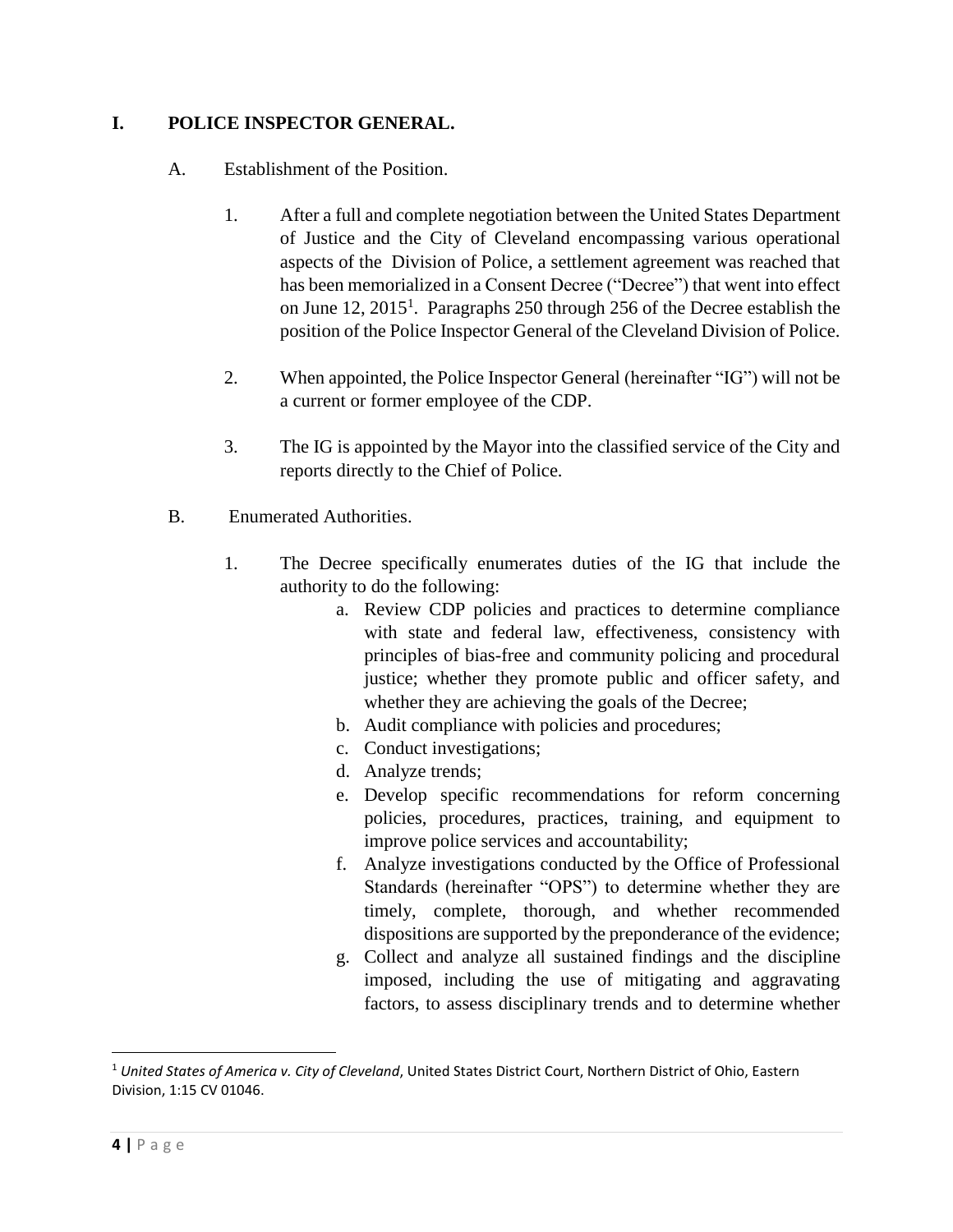## I. POLICE INSPECTOR GENERAL.

A. Establishment of the Position.

1. After a full and complete negotiation between the United States Department of Justice and the City of Cleveland encompassing various operational aspects of the Division of Police, a settlement agreement was reached that has been memorialized in a Consent Decree ("Decree") that went into effect on June 12, 2015[1]. Paragraphs 250 through 256 of the Decree establish the position of the Police Inspector General of the Cleveland Division of Police.

2. When appointed, the Police Inspector General (hereinafter "IG") will not be a current or former employee of the CDP.

3. The IG is appointed by the Mayor into the classified service of the City and reports directly to the Chief of Police.

B. Enumerated Authorities.

1. The Decree specifically enumerates duties of the IG that include the authority to do the following:

   a. Review CDP policies and practices to determine compliance with state and federal law, effectiveness, consistency with principles of bias-free and community policing and procedural justice; whether they promote public and officer safety, and whether they are achieving the goals of the Decree;
   b. Audit compliance with policies and procedures;
   c. Conduct investigations;
   d. Analyze trends;
   e. Develop specific recommendations for reform concerning policies, procedures, practices, training, and equipment to improve police services and accountability;
   f. Analyze investigations conducted by the Office of Professional Standards (hereinafter "OPS") to determine whether they are timely, complete, thorough, and whether recommended dispositions are supported by the preponderance of the evidence;
   g. Collect and analyze all sustained findings and the discipline imposed, including the use of mitigating and aggravating factors, to assess disciplinary trends and to determine whether

---

[1] *United States of America v. City of Cleveland*, United States District Court, Northern District of Ohio, Eastern Division, 1:15 CV 01046.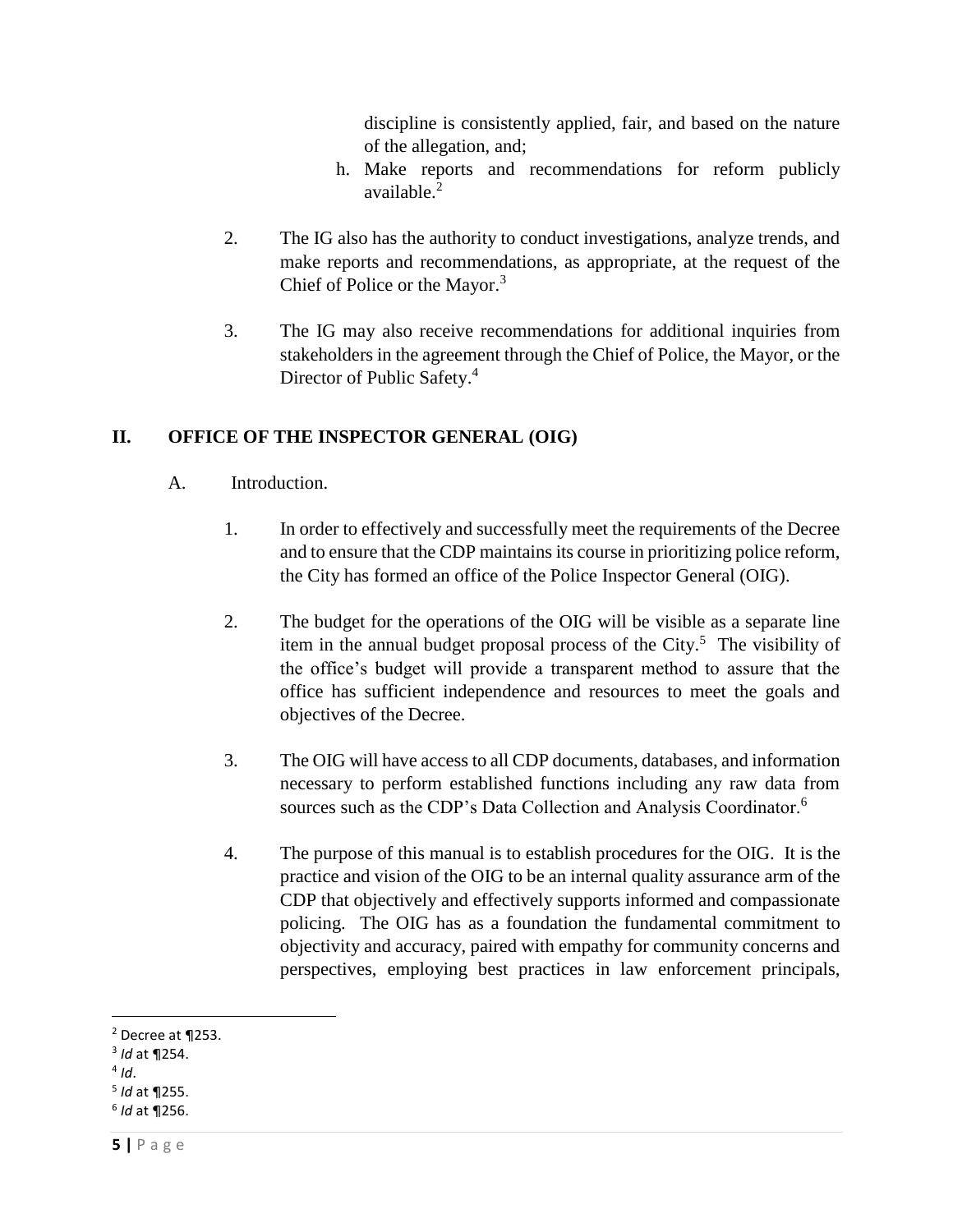discipline is consistently applied, fair, and based on the nature of the allegation, and;

h. Make reports and recommendations for reform publicly available.[2]

2. The IG also has the authority to conduct investigations, analyze trends, and make reports and recommendations, as appropriate, at the request of the Chief of Police or the Mayor.[3]

3. The IG may also receive recommendations for additional inquiries from stakeholders in the agreement through the Chief of Police, the Mayor, or the Director of Public Safety.[4]

## II. OFFICE OF THE INSPECTOR GENERAL (OIG)

A. Introduction.

1. In order to effectively and successfully meet the requirements of the Decree and to ensure that the CDP maintains its course in prioritizing police reform, the City has formed an office of the Police Inspector General (OIG).

2. The budget for the operations of the OIG will be visible as a separate line item in the annual budget proposal process of the City.[5] The visibility of the office's budget will provide a transparent method to assure that the office has sufficient independence and resources to meet the goals and objectives of the Decree.

3. The OIG will have access to all CDP documents, databases, and information necessary to perform established functions including any raw data from sources such as the CDP's Data Collection and Analysis Coordinator.[6]

4. The purpose of this manual is to establish procedures for the OIG. It is the practice and vision of the OIG to be an internal quality assurance arm of the CDP that objectively and effectively supports informed and compassionate policing. The OIG has as a foundation the fundamental commitment to objectivity and accuracy, paired with empathy for community concerns and perspectives, employing best practices in law enforcement principals,

---

[2] Decree at ¶253.

[3] *Id* at ¶254.

[4] *Id*.

[5] *Id* at ¶255.

[6] *Id* at ¶256.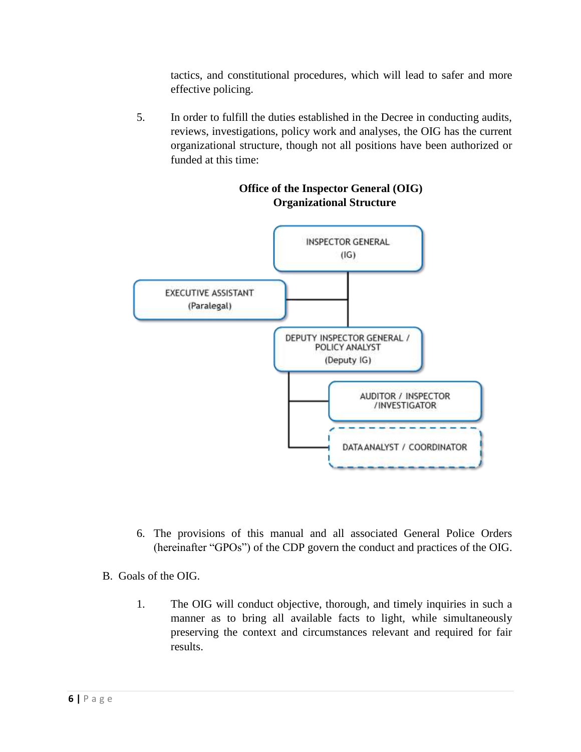tactics, and constitutional procedures, which will lead to safer and more effective policing.

5. In order to fulfill the duties established in the Decree in conducting audits, reviews, investigations, policy work and analyses, the OIG has the current organizational structure, though not all positions have been authorized or funded at this time:

**Office of the Inspector General (OIG)**
**Organizational Structure**

- INSPECTOR GENERAL (IG)
  - EXECUTIVE ASSISTANT (Paralegal)
  - DEPUTY INSPECTOR GENERAL / POLICY ANALYST (Deputy IG)
    - AUDITOR / INSPECTOR / INVESTIGATOR
    - DATA ANALYST / COORDINATOR

6. The provisions of this manual and all associated General Police Orders (hereinafter "GPOs") of the CDP govern the conduct and practices of the OIG.

B. Goals of the OIG.

1. The OIG will conduct objective, thorough, and timely inquiries in such a manner as to bring all available facts to light, while simultaneously preserving the context and circumstances relevant and required for fair results.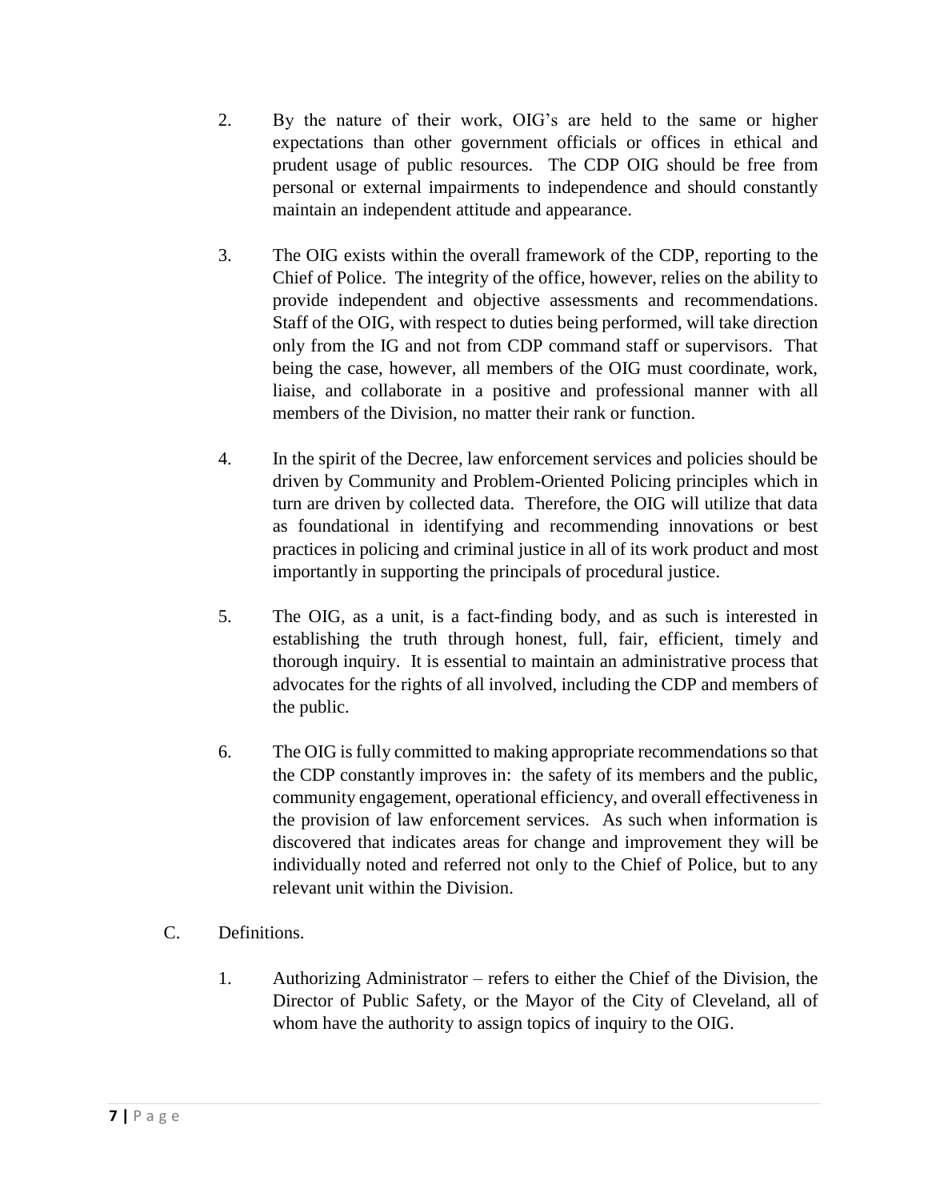2. By the nature of their work, OIG's are held to the same or higher expectations than other government officials or offices in ethical and prudent usage of public resources. The CDP OIG should be free from personal or external impairments to independence and should constantly maintain an independent attitude and appearance.

3. The OIG exists within the overall framework of the CDP, reporting to the Chief of Police. The integrity of the office, however, relies on the ability to provide independent and objective assessments and recommendations. Staff of the OIG, with respect to duties being performed, will take direction only from the IG and not from CDP command staff or supervisors. That being the case, however, all members of the OIG must coordinate, work, liaise, and collaborate in a positive and professional manner with all members of the Division, no matter their rank or function.

4. In the spirit of the Decree, law enforcement services and policies should be driven by Community and Problem-Oriented Policing principles which in turn are driven by collected data. Therefore, the OIG will utilize that data as foundational in identifying and recommending innovations or best practices in policing and criminal justice in all of its work product and most importantly in supporting the principals of procedural justice.

5. The OIG, as a unit, is a fact-finding body, and as such is interested in establishing the truth through honest, full, fair, efficient, timely and thorough inquiry. It is essential to maintain an administrative process that advocates for the rights of all involved, including the CDP and members of the public.

6. The OIG is fully committed to making appropriate recommendations so that the CDP constantly improves in: the safety of its members and the public, community engagement, operational efficiency, and overall effectiveness in the provision of law enforcement services. As such when information is discovered that indicates areas for change and improvement they will be individually noted and referred not only to the Chief of Police, but to any relevant unit within the Division.

C. Definitions.

1. Authorizing Administrator – refers to either the Chief of the Division, the Director of Public Safety, or the Mayor of the City of Cleveland, all of whom have the authority to assign topics of inquiry to the OIG.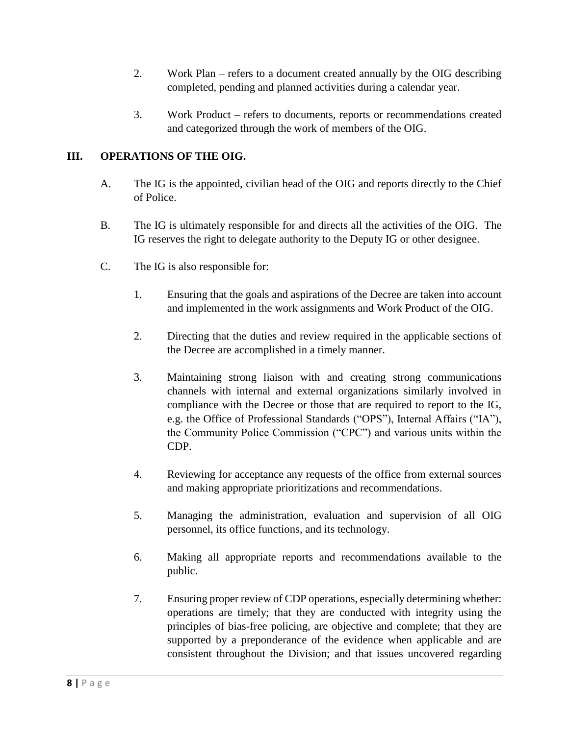2. Work Plan – refers to a document created annually by the OIG describing completed, pending and planned activities during a calendar year.

3. Work Product – refers to documents, reports or recommendations created and categorized through the work of members of the OIG.

## III. OPERATIONS OF THE OIG.

A. The IG is the appointed, civilian head of the OIG and reports directly to the Chief of Police.

B. The IG is ultimately responsible for and directs all the activities of the OIG. The IG reserves the right to delegate authority to the Deputy IG or other designee.

C. The IG is also responsible for:

1. Ensuring that the goals and aspirations of the Decree are taken into account and implemented in the work assignments and Work Product of the OIG.

2. Directing that the duties and review required in the applicable sections of the Decree are accomplished in a timely manner.

3. Maintaining strong liaison with and creating strong communications channels with internal and external organizations similarly involved in compliance with the Decree or those that are required to report to the IG, e.g. the Office of Professional Standards ("OPS"), Internal Affairs ("IA"), the Community Police Commission ("CPC") and various units within the CDP.

4. Reviewing for acceptance any requests of the office from external sources and making appropriate prioritizations and recommendations.

5. Managing the administration, evaluation and supervision of all OIG personnel, its office functions, and its technology.

6. Making all appropriate reports and recommendations available to the public.

7. Ensuring proper review of CDP operations, especially determining whether: operations are timely; that they are conducted with integrity using the principles of bias-free policing, are objective and complete; that they are supported by a preponderance of the evidence when applicable and are consistent throughout the Division; and that issues uncovered regarding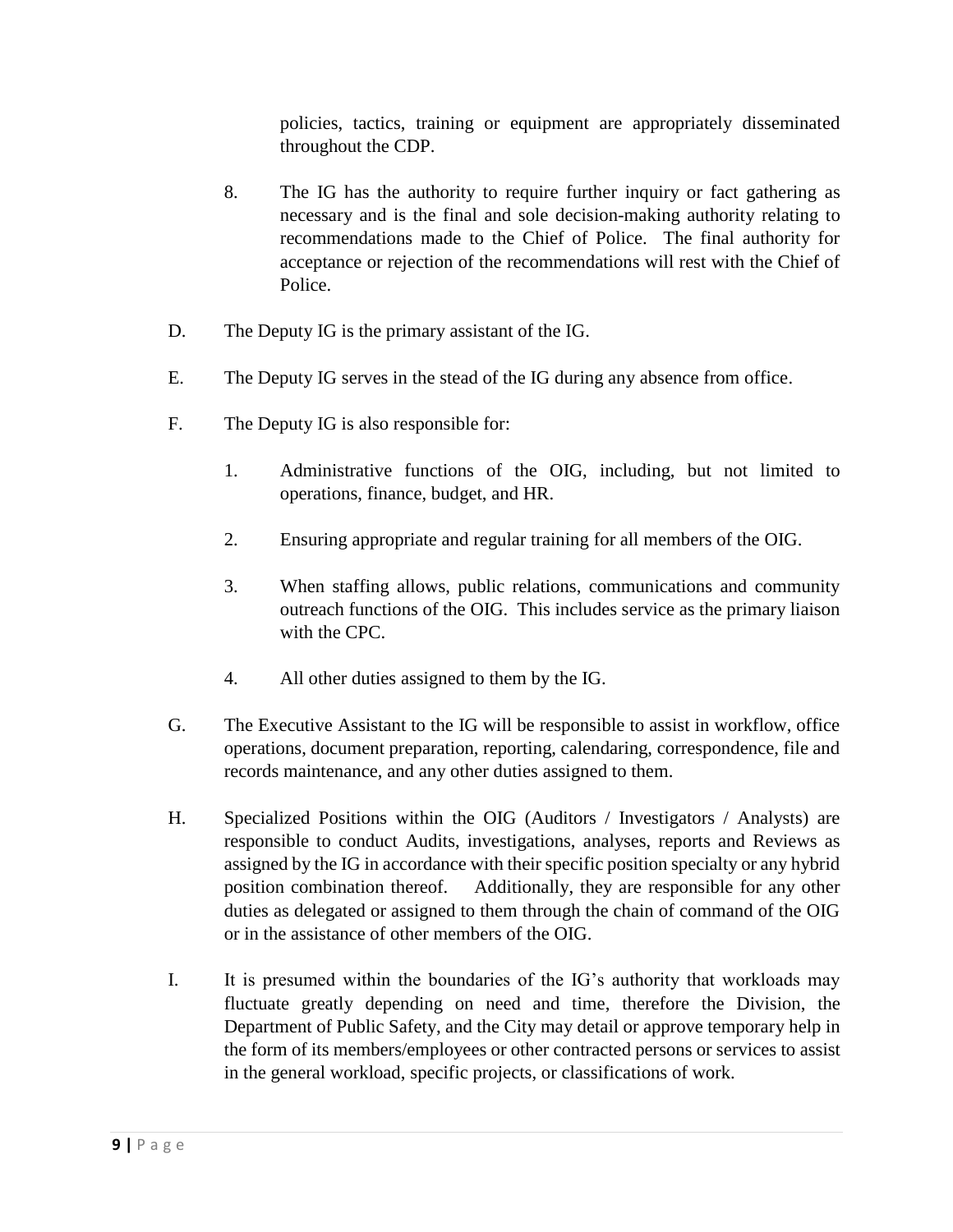policies, tactics, training or equipment are appropriately disseminated throughout the CDP.

8. The IG has the authority to require further inquiry or fact gathering as necessary and is the final and sole decision-making authority relating to recommendations made to the Chief of Police. The final authority for acceptance or rejection of the recommendations will rest with the Chief of Police.

D. The Deputy IG is the primary assistant of the IG.

E. The Deputy IG serves in the stead of the IG during any absence from office.

F. The Deputy IG is also responsible for:

   1. Administrative functions of the OIG, including, but not limited to operations, finance, budget, and HR.

   2. Ensuring appropriate and regular training for all members of the OIG.

   3. When staffing allows, public relations, communications and community outreach functions of the OIG. This includes service as the primary liaison with the CPC.

   4. All other duties assigned to them by the IG.

G. The Executive Assistant to the IG will be responsible to assist in workflow, office operations, document preparation, reporting, calendaring, correspondence, file and records maintenance, and any other duties assigned to them.

H. Specialized Positions within the OIG (Auditors / Investigators / Analysts) are responsible to conduct Audits, investigations, analyses, reports and Reviews as assigned by the IG in accordance with their specific position specialty or any hybrid position combination thereof. Additionally, they are responsible for any other duties as delegated or assigned to them through the chain of command of the OIG or in the assistance of other members of the OIG.

I. It is presumed within the boundaries of the IG's authority that workloads may fluctuate greatly depending on need and time, therefore the Division, the Department of Public Safety, and the City may detail or approve temporary help in the form of its members/employees or other contracted persons or services to assist in the general workload, specific projects, or classifications of work.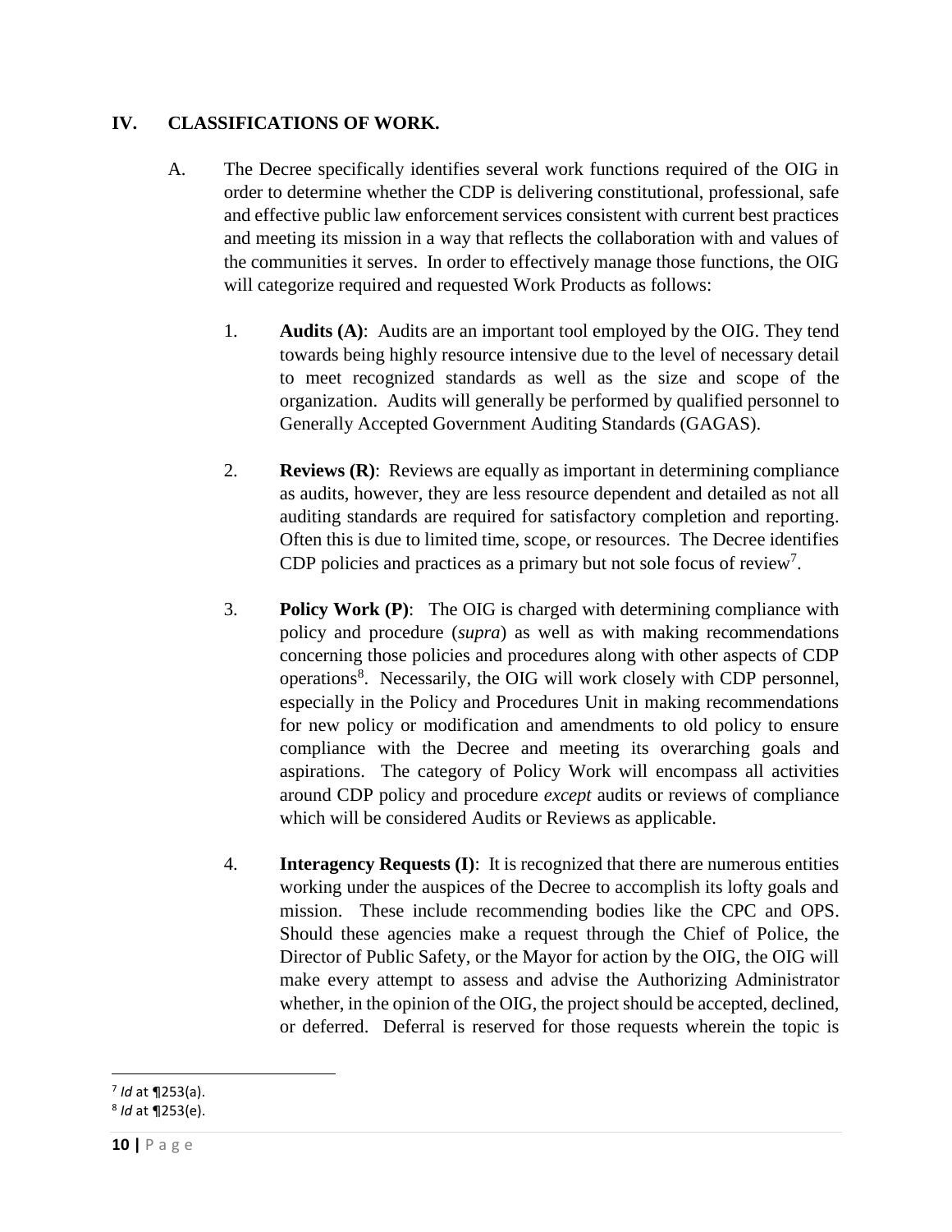## IV. CLASSIFICATIONS OF WORK.

A. The Decree specifically identifies several work functions required of the OIG in order to determine whether the CDP is delivering constitutional, professional, safe and effective public law enforcement services consistent with current best practices and meeting its mission in a way that reflects the collaboration with and values of the communities it serves. In order to effectively manage those functions, the OIG will categorize required and requested Work Products as follows:

1. **Audits (A)**: Audits are an important tool employed by the OIG. They tend towards being highly resource intensive due to the level of necessary detail to meet recognized standards as well as the size and scope of the organization. Audits will generally be performed by qualified personnel to Generally Accepted Government Auditing Standards (GAGAS).

2. **Reviews (R)**: Reviews are equally as important in determining compliance as audits, however, they are less resource dependent and detailed as not all auditing standards are required for satisfactory completion and reporting. Often this is due to limited time, scope, or resources. The Decree identifies CDP policies and practices as a primary but not sole focus of review[7].

3. **Policy Work (P)**: The OIG is charged with determining compliance with policy and procedure (*supra*) as well as with making recommendations concerning those policies and procedures along with other aspects of CDP operations[8]. Necessarily, the OIG will work closely with CDP personnel, especially in the Policy and Procedures Unit in making recommendations for new policy or modification and amendments to old policy to ensure compliance with the Decree and meeting its overarching goals and aspirations. The category of Policy Work will encompass all activities around CDP policy and procedure *except* audits or reviews of compliance which will be considered Audits or Reviews as applicable.

4. **Interagency Requests (I)**: It is recognized that there are numerous entities working under the auspices of the Decree to accomplish its lofty goals and mission. These include recommending bodies like the CPC and OPS. Should these agencies make a request through the Chief of Police, the Director of Public Safety, or the Mayor for action by the OIG, the OIG will make every attempt to assess and advise the Authorizing Administrator whether, in the opinion of the OIG, the project should be accepted, declined, or deferred. Deferral is reserved for those requests wherein the topic is

---

[7] *Id* at ¶253(a).

[8] *Id* at ¶253(e).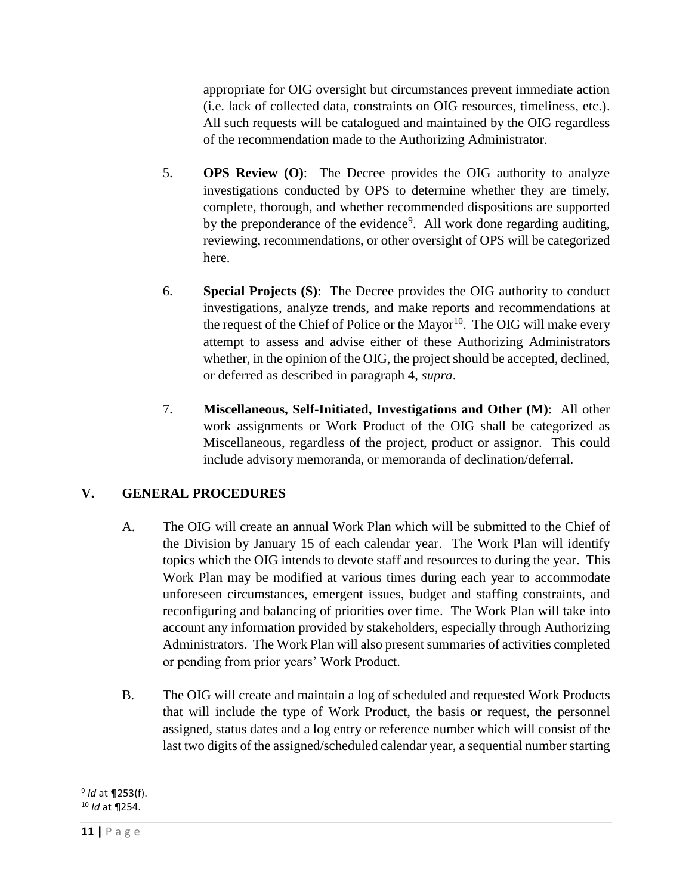appropriate for OIG oversight but circumstances prevent immediate action (i.e. lack of collected data, constraints on OIG resources, timeliness, etc.). All such requests will be catalogued and maintained by the OIG regardless of the recommendation made to the Authorizing Administrator.

5. **OPS Review (O)**: The Decree provides the OIG authority to analyze investigations conducted by OPS to determine whether they are timely, complete, thorough, and whether recommended dispositions are supported by the preponderance of the evidence[9]. All work done regarding auditing, reviewing, recommendations, or other oversight of OPS will be categorized here.

6. **Special Projects (S)**: The Decree provides the OIG authority to conduct investigations, analyze trends, and make reports and recommendations at the request of the Chief of Police or the Mayor[10]. The OIG will make every attempt to assess and advise either of these Authorizing Administrators whether, in the opinion of the OIG, the project should be accepted, declined, or deferred as described in paragraph 4, *supra*.

7. **Miscellaneous, Self-Initiated, Investigations and Other (M)**: All other work assignments or Work Product of the OIG shall be categorized as Miscellaneous, regardless of the project, product or assignor. This could include advisory memoranda, or memoranda of declination/deferral.

## V. GENERAL PROCEDURES

A. The OIG will create an annual Work Plan which will be submitted to the Chief of the Division by January 15 of each calendar year. The Work Plan will identify topics which the OIG intends to devote staff and resources to during the year. This Work Plan may be modified at various times during each year to accommodate unforeseen circumstances, emergent issues, budget and staffing constraints, and reconfiguring and balancing of priorities over time. The Work Plan will take into account any information provided by stakeholders, especially through Authorizing Administrators. The Work Plan will also present summaries of activities completed or pending from prior years' Work Product.

B. The OIG will create and maintain a log of scheduled and requested Work Products that will include the type of Work Product, the basis or request, the personnel assigned, status dates and a log entry or reference number which will consist of the last two digits of the assigned/scheduled calendar year, a sequential number starting

---

[9] *Id* at ¶253(f).

[10] *Id* at ¶254.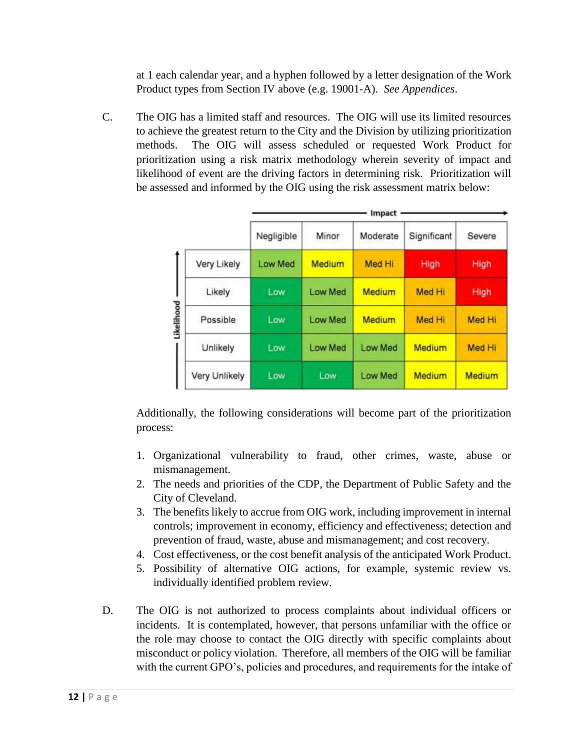at 1 each calendar year, and a hyphen followed by a letter designation of the Work Product types from Section IV above (e.g. 19001-A). *See Appendices*.

C. The OIG has a limited staff and resources. The OIG will use its limited resources to achieve the greatest return to the City and the Division by utilizing prioritization methods. The OIG will assess scheduled or requested Work Product for prioritization using a risk matrix methodology wherein severity of impact and likelihood of event are the driving factors in determining risk. Prioritization will be assessed and informed by the OIG using the risk assessment matrix below:

| Likelihood ↑ / Impact → | Negligible | Minor | Moderate | Significant | Severe |
|---|---|---|---|---|---|
| Very Likely | Low Med | Medium | Med Hi | High | High |
| Likely | Low | Low Med | Medium | Med Hi | High |
| Possible | Low | Low Med | Medium | Med Hi | Med Hi |
| Unlikely | Low | Low Med | Low Med | Medium | Med Hi |
| Very Unlikely | Low | Low | Low Med | Medium | Medium |

Additionally, the following considerations will become part of the prioritization process:

1. Organizational vulnerability to fraud, other crimes, waste, abuse or mismanagement.
2. The needs and priorities of the CDP, the Department of Public Safety and the City of Cleveland.
3. The benefits likely to accrue from OIG work, including improvement in internal controls; improvement in economy, efficiency and effectiveness; detection and prevention of fraud, waste, abuse and mismanagement; and cost recovery.
4. Cost effectiveness, or the cost benefit analysis of the anticipated Work Product.
5. Possibility of alternative OIG actions, for example, systemic review vs. individually identified problem review.

D. The OIG is not authorized to process complaints about individual officers or incidents. It is contemplated, however, that persons unfamiliar with the office or the role may choose to contact the OIG directly with specific complaints about misconduct or policy violation. Therefore, all members of the OIG will be familiar with the current GPO's, policies and procedures, and requirements for the intake of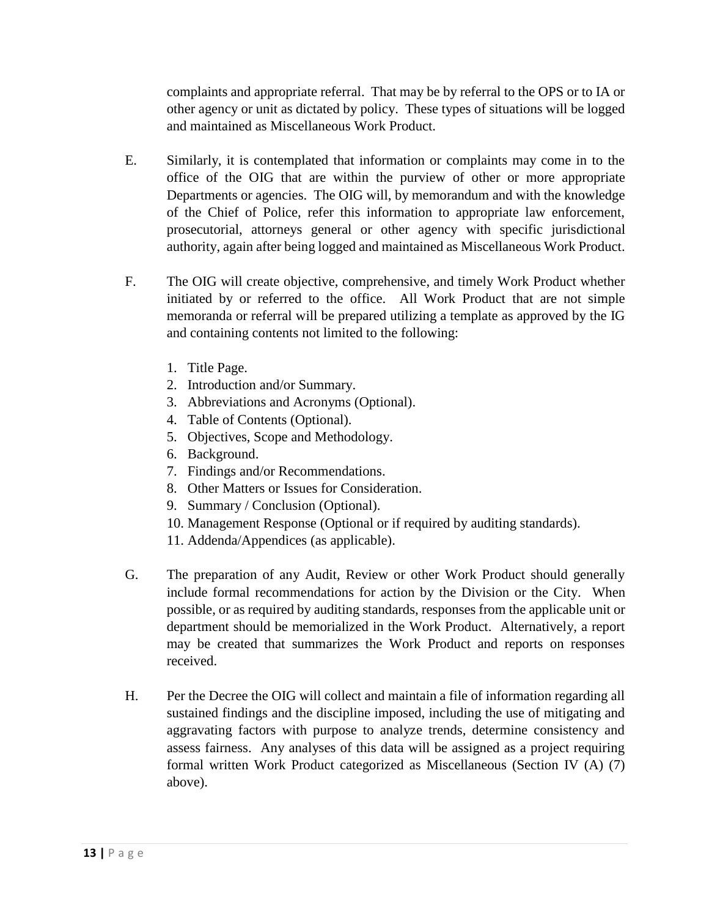complaints and appropriate referral. That may be by referral to the OPS or to IA or other agency or unit as dictated by policy. These types of situations will be logged and maintained as Miscellaneous Work Product.

E. Similarly, it is contemplated that information or complaints may come in to the office of the OIG that are within the purview of other or more appropriate Departments or agencies. The OIG will, by memorandum and with the knowledge of the Chief of Police, refer this information to appropriate law enforcement, prosecutorial, attorneys general or other agency with specific jurisdictional authority, again after being logged and maintained as Miscellaneous Work Product.

F. The OIG will create objective, comprehensive, and timely Work Product whether initiated by or referred to the office. All Work Product that are not simple memoranda or referral will be prepared utilizing a template as approved by the IG and containing contents not limited to the following:

1. Title Page.
2. Introduction and/or Summary.
3. Abbreviations and Acronyms (Optional).
4. Table of Contents (Optional).
5. Objectives, Scope and Methodology.
6. Background.
7. Findings and/or Recommendations.
8. Other Matters or Issues for Consideration.
9. Summary / Conclusion (Optional).
10. Management Response (Optional or if required by auditing standards).
11. Addenda/Appendices (as applicable).

G. The preparation of any Audit, Review or other Work Product should generally include formal recommendations for action by the Division or the City. When possible, or as required by auditing standards, responses from the applicable unit or department should be memorialized in the Work Product. Alternatively, a report may be created that summarizes the Work Product and reports on responses received.

H. Per the Decree the OIG will collect and maintain a file of information regarding all sustained findings and the discipline imposed, including the use of mitigating and aggravating factors with purpose to analyze trends, determine consistency and assess fairness. Any analyses of this data will be assigned as a project requiring formal written Work Product categorized as Miscellaneous (Section IV (A) (7) above).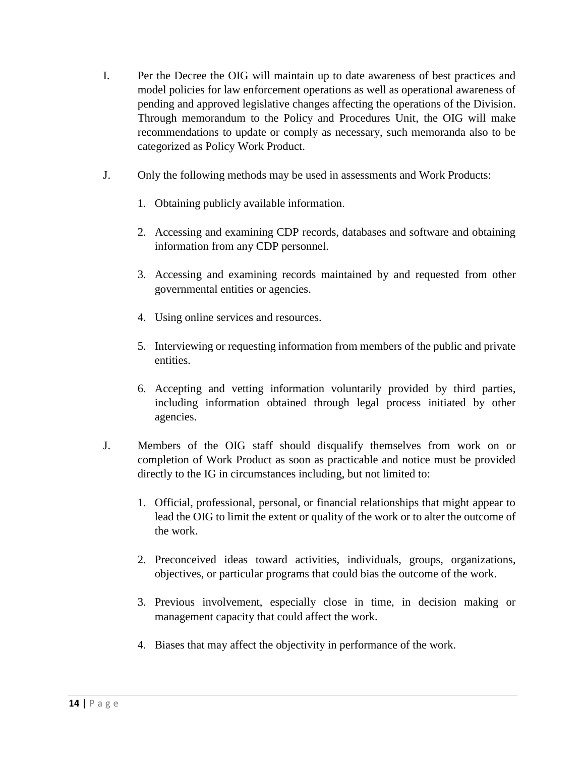I. Per the Decree the OIG will maintain up to date awareness of best practices and model policies for law enforcement operations as well as operational awareness of pending and approved legislative changes affecting the operations of the Division. Through memorandum to the Policy and Procedures Unit, the OIG will make recommendations to update or comply as necessary, such memoranda also to be categorized as Policy Work Product.

J. Only the following methods may be used in assessments and Work Products:

   1. Obtaining publicly available information.

   2. Accessing and examining CDP records, databases and software and obtaining information from any CDP personnel.

   3. Accessing and examining records maintained by and requested from other governmental entities or agencies.

   4. Using online services and resources.

   5. Interviewing or requesting information from members of the public and private entities.

   6. Accepting and vetting information voluntarily provided by third parties, including information obtained through legal process initiated by other agencies.

J. Members of the OIG staff should disqualify themselves from work on or completion of Work Product as soon as practicable and notice must be provided directly to the IG in circumstances including, but not limited to:

   1. Official, professional, personal, or financial relationships that might appear to lead the OIG to limit the extent or quality of the work or to alter the outcome of the work.

   2. Preconceived ideas toward activities, individuals, groups, organizations, objectives, or particular programs that could bias the outcome of the work.

   3. Previous involvement, especially close in time, in decision making or management capacity that could affect the work.

   4. Biases that may affect the objectivity in performance of the work.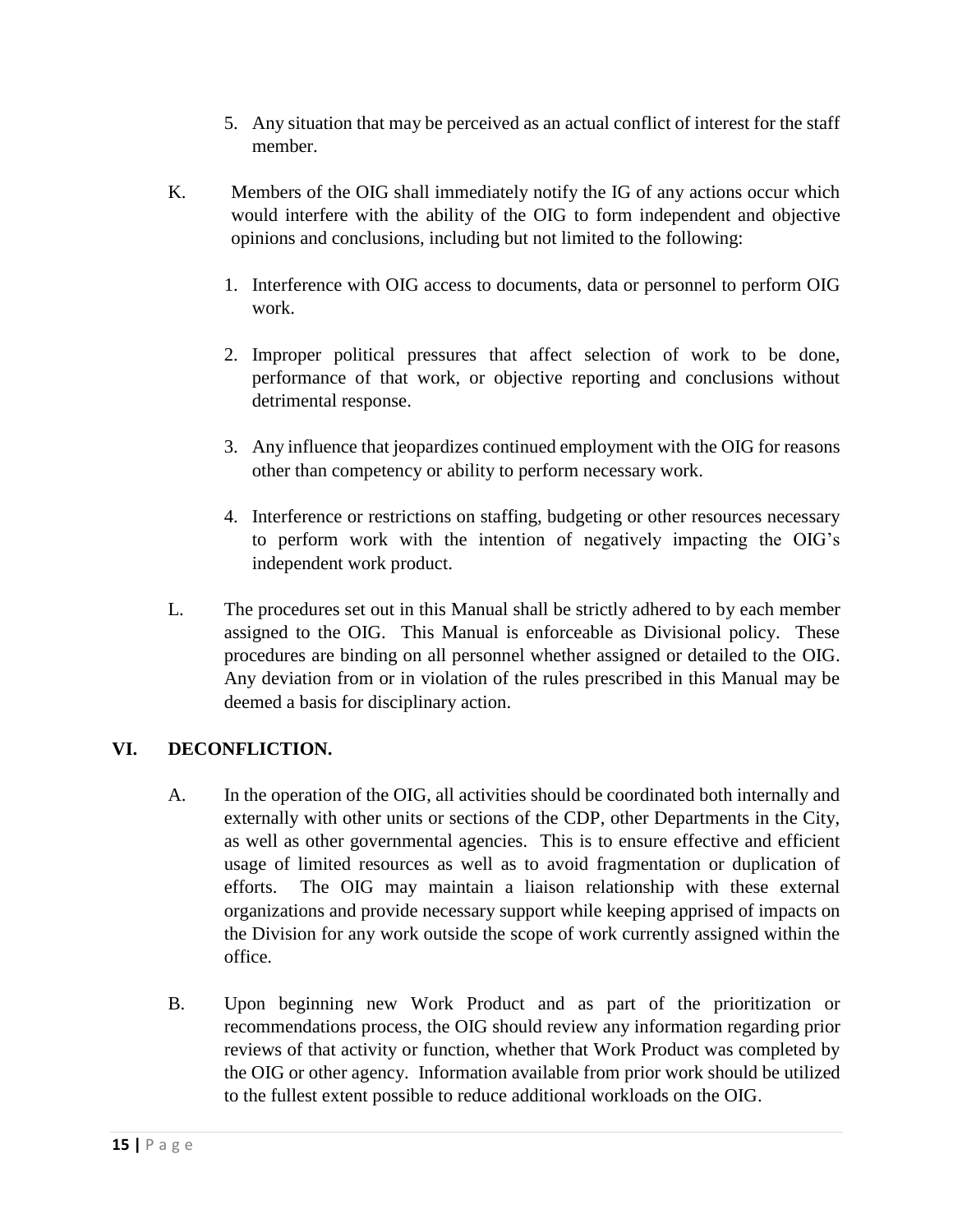5. Any situation that may be perceived as an actual conflict of interest for the staff member.

K. Members of the OIG shall immediately notify the IG of any actions occur which would interfere with the ability of the OIG to form independent and objective opinions and conclusions, including but not limited to the following:

1. Interference with OIG access to documents, data or personnel to perform OIG work.

2. Improper political pressures that affect selection of work to be done, performance of that work, or objective reporting and conclusions without detrimental response.

3. Any influence that jeopardizes continued employment with the OIG for reasons other than competency or ability to perform necessary work.

4. Interference or restrictions on staffing, budgeting or other resources necessary to perform work with the intention of negatively impacting the OIG's independent work product.

L. The procedures set out in this Manual shall be strictly adhered to by each member assigned to the OIG. This Manual is enforceable as Divisional policy. These procedures are binding on all personnel whether assigned or detailed to the OIG. Any deviation from or in violation of the rules prescribed in this Manual may be deemed a basis for disciplinary action.

## VI. DECONFLICTION.

A. In the operation of the OIG, all activities should be coordinated both internally and externally with other units or sections of the CDP, other Departments in the City, as well as other governmental agencies. This is to ensure effective and efficient usage of limited resources as well as to avoid fragmentation or duplication of efforts. The OIG may maintain a liaison relationship with these external organizations and provide necessary support while keeping apprised of impacts on the Division for any work outside the scope of work currently assigned within the office.

B. Upon beginning new Work Product and as part of the prioritization or recommendations process, the OIG should review any information regarding prior reviews of that activity or function, whether that Work Product was completed by the OIG or other agency. Information available from prior work should be utilized to the fullest extent possible to reduce additional workloads on the OIG.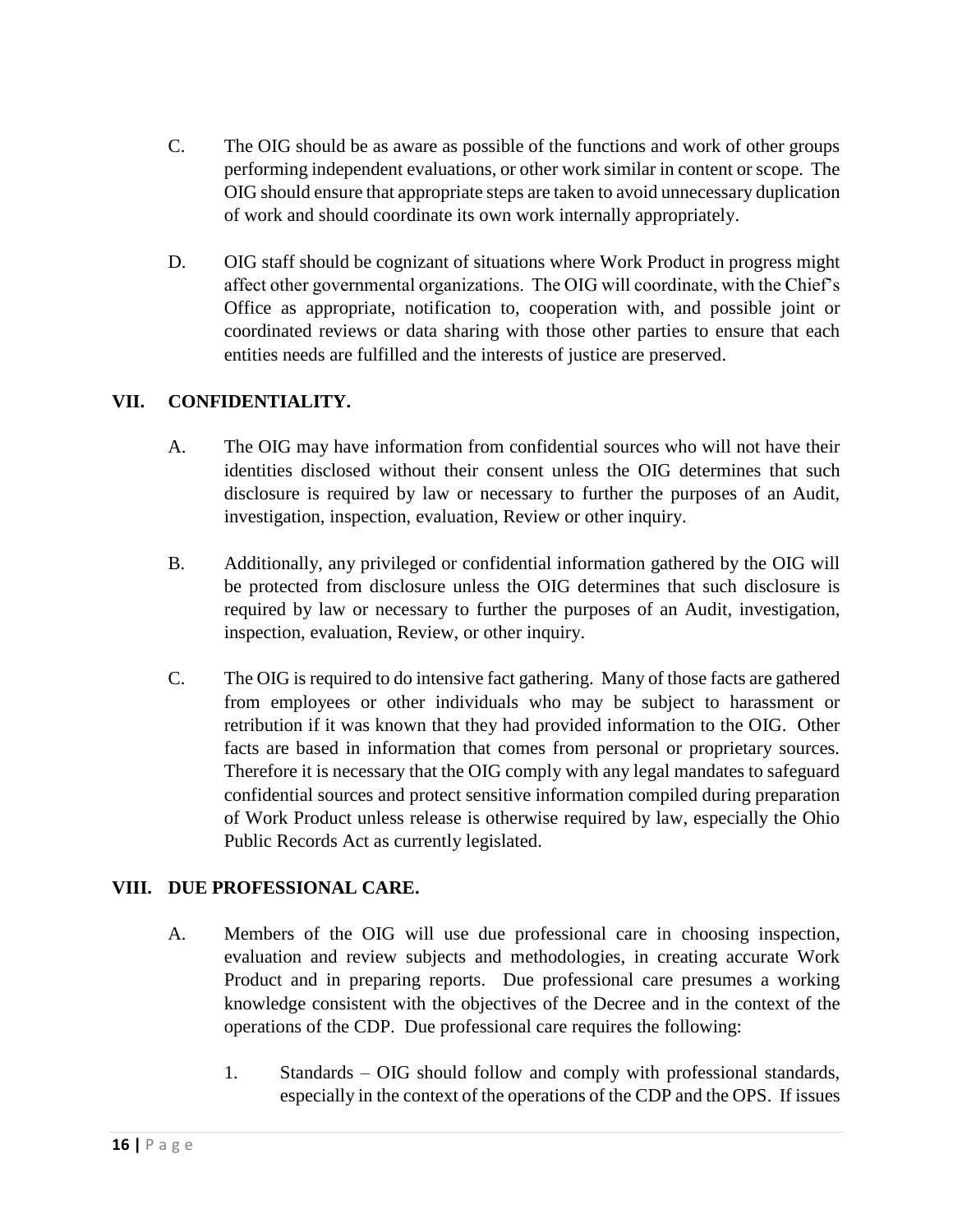C. The OIG should be as aware as possible of the functions and work of other groups performing independent evaluations, or other work similar in content or scope. The OIG should ensure that appropriate steps are taken to avoid unnecessary duplication of work and should coordinate its own work internally appropriately.

D. OIG staff should be cognizant of situations where Work Product in progress might affect other governmental organizations. The OIG will coordinate, with the Chief's Office as appropriate, notification to, cooperation with, and possible joint or coordinated reviews or data sharing with those other parties to ensure that each entities needs are fulfilled and the interests of justice are preserved.

## VII. CONFIDENTIALITY.

A. The OIG may have information from confidential sources who will not have their identities disclosed without their consent unless the OIG determines that such disclosure is required by law or necessary to further the purposes of an Audit, investigation, inspection, evaluation, Review or other inquiry.

B. Additionally, any privileged or confidential information gathered by the OIG will be protected from disclosure unless the OIG determines that such disclosure is required by law or necessary to further the purposes of an Audit, investigation, inspection, evaluation, Review, or other inquiry.

C. The OIG is required to do intensive fact gathering. Many of those facts are gathered from employees or other individuals who may be subject to harassment or retribution if it was known that they had provided information to the OIG. Other facts are based in information that comes from personal or proprietary sources. Therefore it is necessary that the OIG comply with any legal mandates to safeguard confidential sources and protect sensitive information compiled during preparation of Work Product unless release is otherwise required by law, especially the Ohio Public Records Act as currently legislated.

## VIII. DUE PROFESSIONAL CARE.

A. Members of the OIG will use due professional care in choosing inspection, evaluation and review subjects and methodologies, in creating accurate Work Product and in preparing reports. Due professional care presumes a working knowledge consistent with the objectives of the Decree and in the context of the operations of the CDP. Due professional care requires the following:

1. Standards – OIG should follow and comply with professional standards, especially in the context of the operations of the CDP and the OPS. If issues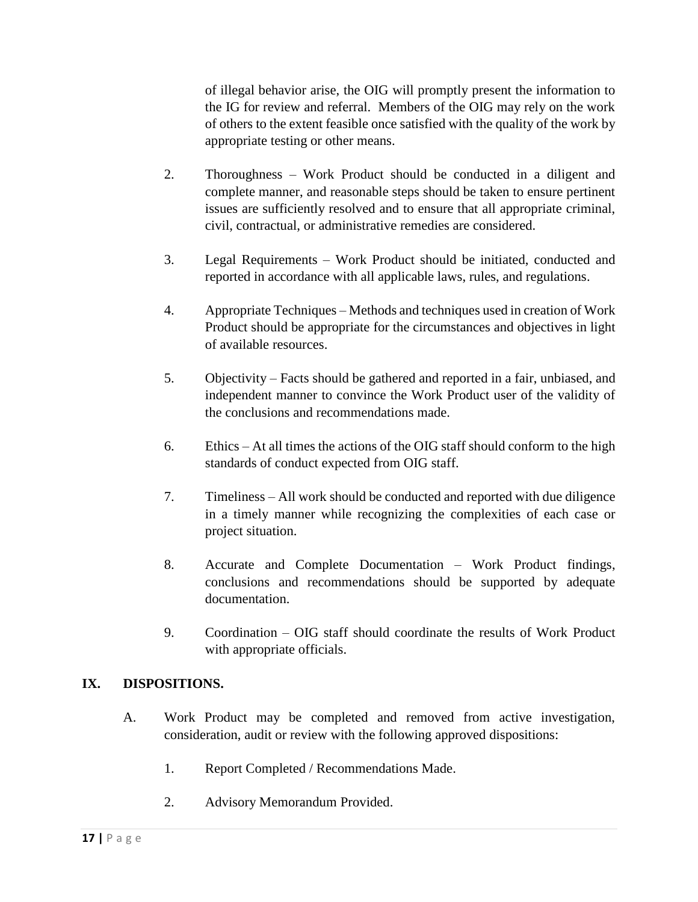of illegal behavior arise, the OIG will promptly present the information to the IG for review and referral. Members of the OIG may rely on the work of others to the extent feasible once satisfied with the quality of the work by appropriate testing or other means.

2. Thoroughness – Work Product should be conducted in a diligent and complete manner, and reasonable steps should be taken to ensure pertinent issues are sufficiently resolved and to ensure that all appropriate criminal, civil, contractual, or administrative remedies are considered.

3. Legal Requirements – Work Product should be initiated, conducted and reported in accordance with all applicable laws, rules, and regulations.

4. Appropriate Techniques – Methods and techniques used in creation of Work Product should be appropriate for the circumstances and objectives in light of available resources.

5. Objectivity – Facts should be gathered and reported in a fair, unbiased, and independent manner to convince the Work Product user of the validity of the conclusions and recommendations made.

6. Ethics – At all times the actions of the OIG staff should conform to the high standards of conduct expected from OIG staff.

7. Timeliness – All work should be conducted and reported with due diligence in a timely manner while recognizing the complexities of each case or project situation.

8. Accurate and Complete Documentation – Work Product findings, conclusions and recommendations should be supported by adequate documentation.

9. Coordination – OIG staff should coordinate the results of Work Product with appropriate officials.

## IX. DISPOSITIONS.

A. Work Product may be completed and removed from active investigation, consideration, audit or review with the following approved dispositions:

1. Report Completed / Recommendations Made.

2. Advisory Memorandum Provided.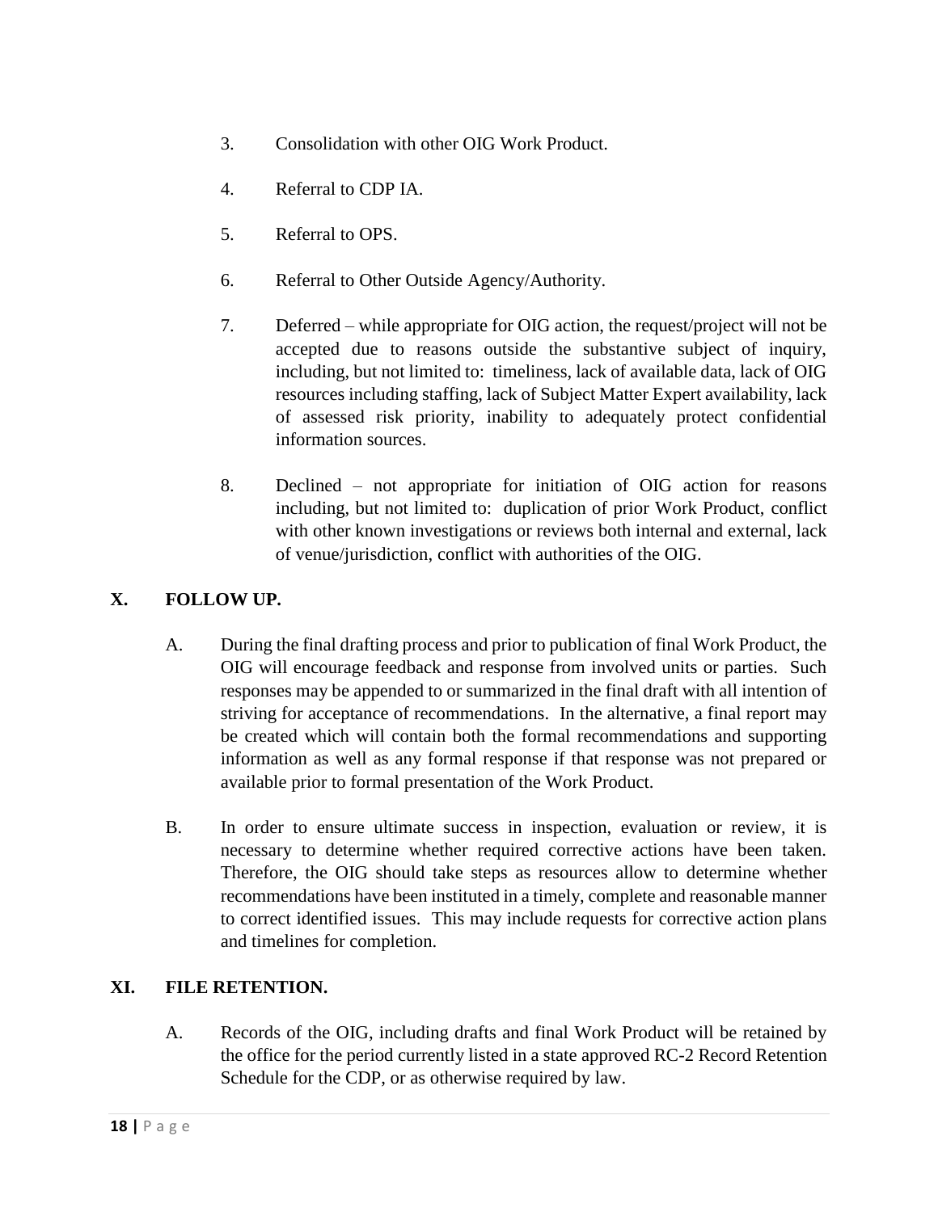3. Consolidation with other OIG Work Product.

4. Referral to CDP IA.

5. Referral to OPS.

6. Referral to Other Outside Agency/Authority.

7. Deferred – while appropriate for OIG action, the request/project will not be accepted due to reasons outside the substantive subject of inquiry, including, but not limited to: timeliness, lack of available data, lack of OIG resources including staffing, lack of Subject Matter Expert availability, lack of assessed risk priority, inability to adequately protect confidential information sources.

8. Declined – not appropriate for initiation of OIG action for reasons including, but not limited to: duplication of prior Work Product, conflict with other known investigations or reviews both internal and external, lack of venue/jurisdiction, conflict with authorities of the OIG.

## X. FOLLOW UP.

A. During the final drafting process and prior to publication of final Work Product, the OIG will encourage feedback and response from involved units or parties. Such responses may be appended to or summarized in the final draft with all intention of striving for acceptance of recommendations. In the alternative, a final report may be created which will contain both the formal recommendations and supporting information as well as any formal response if that response was not prepared or available prior to formal presentation of the Work Product.

B. In order to ensure ultimate success in inspection, evaluation or review, it is necessary to determine whether required corrective actions have been taken. Therefore, the OIG should take steps as resources allow to determine whether recommendations have been instituted in a timely, complete and reasonable manner to correct identified issues. This may include requests for corrective action plans and timelines for completion.

## XI. FILE RETENTION.

A. Records of the OIG, including drafts and final Work Product will be retained by the office for the period currently listed in a state approved RC-2 Record Retention Schedule for the CDP, or as otherwise required by law.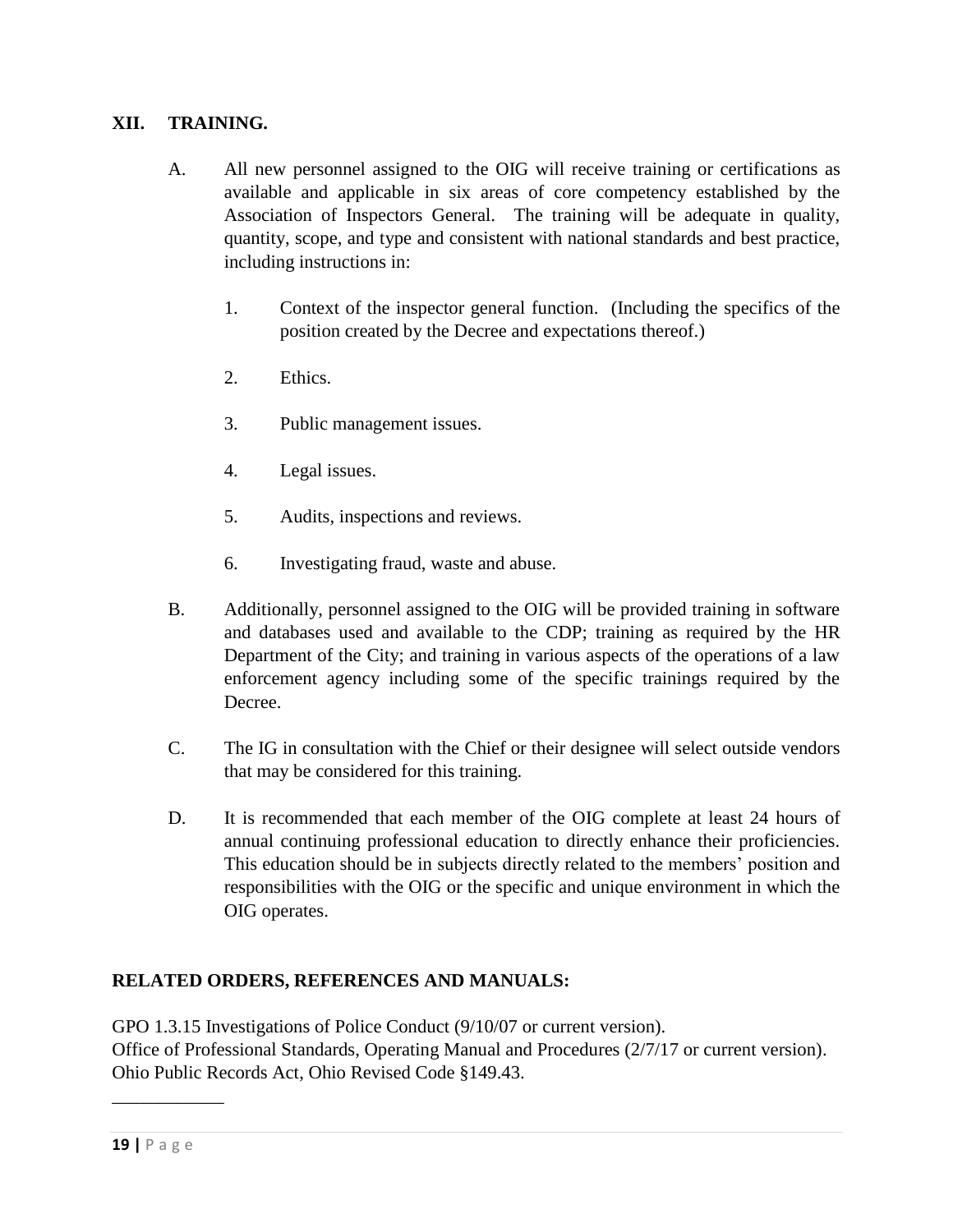## XII. TRAINING.

A. All new personnel assigned to the OIG will receive training or certifications as available and applicable in six areas of core competency established by the Association of Inspectors General. The training will be adequate in quality, quantity, scope, and type and consistent with national standards and best practice, including instructions in:

1. Context of the inspector general function. (Including the specifics of the position created by the Decree and expectations thereof.)

2. Ethics.

3. Public management issues.

4. Legal issues.

5. Audits, inspections and reviews.

6. Investigating fraud, waste and abuse.

B. Additionally, personnel assigned to the OIG will be provided training in software and databases used and available to the CDP; training as required by the HR Department of the City; and training in various aspects of the operations of a law enforcement agency including some of the specific trainings required by the Decree.

C. The IG in consultation with the Chief or their designee will select outside vendors that may be considered for this training.

D. It is recommended that each member of the OIG complete at least 24 hours of annual continuing professional education to directly enhance their proficiencies. This education should be in subjects directly related to the members' position and responsibilities with the OIG or the specific and unique environment in which the OIG operates.

**RELATED ORDERS, REFERENCES AND MANUALS:**

GPO 1.3.15 Investigations of Police Conduct (9/10/07 or current version).
Office of Professional Standards, Operating Manual and Procedures (2/7/17 or current version).
Ohio Public Records Act, Ohio Revised Code §149.43.